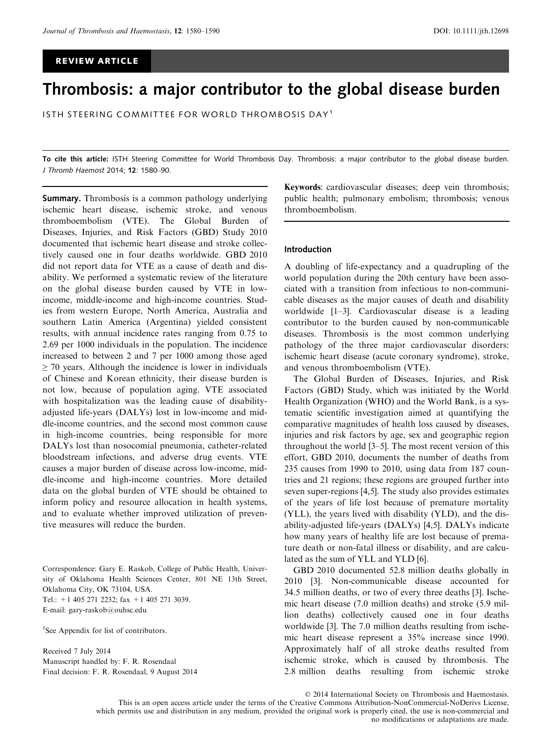REVIEW ARTICLE

# Thrombosis: a major contributor to the global disease burden

ISTH STEERING COMMITTEE FOR WORLD THROMBOSIS DAY[1]

**To cite this article:** ISTH Steering Committee for World Thrombosis Day. Thrombosis: a major contributor to the global disease burden. *J Thromb Haemost* 2014; **12**: 1580–90.

**Summary.** Thrombosis is a common pathology underlying ischemic heart disease, ischemic stroke, and venous thromboembolism (VTE). The Global Burden of Diseases, Injuries, and Risk Factors (GBD) Study 2010 documented that ischemic heart disease and stroke collectively caused one in four deaths worldwide. GBD 2010 did not report data for VTE as a cause of death and disability. We performed a systematic review of the literature on the global disease burden caused by VTE in low-income, middle-income and high-income countries. Studies from western Europe, North America, Australia and southern Latin America (Argentina) yielded consistent results, with annual incidence rates ranging from 0.75 to 2.69 per 1000 individuals in the population. The incidence increased to between 2 and 7 per 1000 among those aged $\geq$ 70 years. Although the incidence is lower in individuals of Chinese and Korean ethnicity, their disease burden is not low, because of population aging. VTE associated with hospitalization was the leading cause of disability-adjusted life-years (DALYs) lost in low-income and middle-income countries, and the second most common cause in high-income countries, being responsible for more DALYs lost than nosocomial pneumonia, catheter-related bloodstream infections, and adverse drug events. VTE causes a major burden of disease across low-income, middle-income and high-income countries. More detailed data on the global burden of VTE should be obtained to inform policy and resource allocation in health systems, and to evaluate whether improved utilization of preventive measures will reduce the burden.

Correspondence: Gary E. Raskob, College of Public Health, University of Oklahoma Health Sciences Center, 801 NE 13th Street, Oklahoma City, OK 73104, USA.
Tel.: +1 405 271 2232; fax +1 405 271 3039.
E-mail: gary-raskob@ouhsc.edu

[1]See Appendix for list of contributors.

Received 7 July 2014
Manuscript handled by: F. R. Rosendaal
Final decision: F. R. Rosendaal, 9 August 2014

**Keywords**: cardiovascular diseases; deep vein thrombosis; public health; pulmonary embolism; thrombosis; venous thromboembolism.

## Introduction

A doubling of life-expectancy and a quadrupling of the world population during the 20th century have been associated with a transition from infectious to non-communicable diseases as the major causes of death and disability worldwide [1–3]. Cardiovascular disease is a leading contributor to the burden caused by non-communicable diseases. Thrombosis is the most common underlying pathology of the three major cardiovascular disorders: ischemic heart disease (acute coronary syndrome), stroke, and venous thromboembolism (VTE).

The Global Burden of Diseases, Injuries, and Risk Factors (GBD) Study, which was initiated by the World Health Organization (WHO) and the World Bank, is a systematic scientific investigation aimed at quantifying the comparative magnitudes of health loss caused by diseases, injuries and risk factors by age, sex and geographic region throughout the world [3–5]. The most recent version of this effort, GBD 2010, documents the number of deaths from 235 causes from 1990 to 2010, using data from 187 countries and 21 regions; these regions are grouped further into seven super-regions [4,5]. The study also provides estimates of the years of life lost because of premature mortality (YLL), the years lived with disability (YLD), and the disability-adjusted life-years (DALYs) [4,5]. DALYs indicate how many years of healthy life are lost because of premature death or non-fatal illness or disability, and are calculated as the sum of YLL and YLD [6].

GBD 2010 documented 52.8 million deaths globally in 2010 [3]. Non-communicable disease accounted for 34.5 million deaths, or two of every three deaths [3]. Ischemic heart disease (7.0 million deaths) and stroke (5.9 million deaths) collectively caused one in four deaths worldwide [3]. The 7.0 million deaths resulting from ischemic heart disease represent a 35% increase since 1990. Approximately half of all stroke deaths resulted from ischemic stroke, which is caused by thrombosis. The 2.8 million deaths resulting from ischemic stroke

© 2014 International Society on Thrombosis and Haemostasis.
This is an open access article under the terms of the Creative Commons Attribution-NonCommercial-NoDerivs License, which permits use and distribution in any medium, provided the original work is properly cited, the use is non-commercial and no modifications or adaptations are made.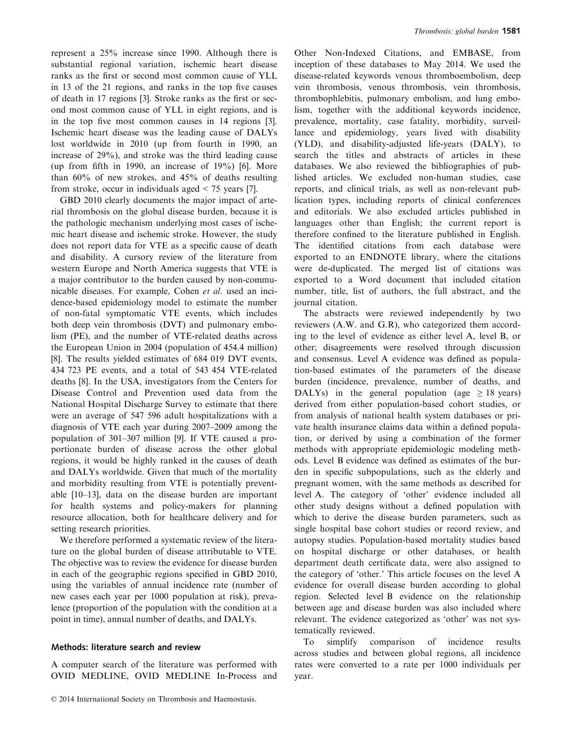represent a 25% increase since 1990. Although there is substantial regional variation, ischemic heart disease ranks as the first or second most common cause of YLL in 13 of the 21 regions, and ranks in the top five causes of death in 17 regions [3]. Stroke ranks as the first or second most common cause of YLL in eight regions, and is in the top five most common causes in 14 regions [3]. Ischemic heart disease was the leading cause of DALYs lost worldwide in 2010 (up from fourth in 1990, an increase of 29%), and stroke was the third leading cause (up from fifth in 1990, an increase of 19%) [6]. More than 60% of new strokes, and 45% of deaths resulting from stroke, occur in individuals aged < 75 years [7].

GBD 2010 clearly documents the major impact of arterial thrombosis on the global disease burden, because it is the pathologic mechanism underlying most cases of ischemic heart disease and ischemic stroke. However, the study does not report data for VTE as a specific cause of death and disability. A cursory review of the literature from western Europe and North America suggests that VTE is a major contributor to the burden caused by non-communicable diseases. For example, Cohen *et al*. used an incidence-based epidemiology model to estimate the number of non-fatal symptomatic VTE events, which includes both deep vein thrombosis (DVT) and pulmonary embolism (PE), and the number of VTE-related deaths across the European Union in 2004 (population of 454.4 million) [8]. The results yielded estimates of 684 019 DVT events, 434 723 PE events, and a total of 543 454 VTE-related deaths [8]. In the USA, investigators from the Centers for Disease Control and Prevention used data from the National Hospital Discharge Survey to estimate that there were an average of 547 596 adult hospitalizations with a diagnosis of VTE each year during 2007–2009 among the population of 301–307 million [9]. If VTE caused a proportionate burden of disease across the other global regions, it would be highly ranked in the causes of death and DALYs worldwide. Given that much of the mortality and morbidity resulting from VTE is potentially preventable [10–13], data on the disease burden are important for health systems and policy-makers for planning resource allocation, both for healthcare delivery and for setting research priorities.

We therefore performed a systematic review of the literature on the global burden of disease attributable to VTE. The objective was to review the evidence for disease burden in each of the geographic regions specified in GBD 2010, using the variables of annual incidence rate (number of new cases each year per 1000 population at risk), prevalence (proportion of the population with the condition at a point in time), annual number of deaths, and DALYs.

## Methods: literature search and review

A computer search of the literature was performed with OVID MEDLINE, OVID MEDLINE In-Process and Other Non-Indexed Citations, and EMBASE, from inception of these databases to May 2014. We used the disease-related keywords venous thromboembolism, deep vein thrombosis, venous thrombosis, vein thrombosis, thrombophlebitis, pulmonary embolism, and lung embolism, together with the additional keywords incidence, prevalence, mortality, case fatality, morbidity, surveillance and epidemiology, years lived with disability (YLD), and disability-adjusted life-years (DALY), to search the titles and abstracts of articles in these databases. We also reviewed the bibliographies of published articles. We excluded non-human studies, case reports, and clinical trials, as well as non-relevant publication types, including reports of clinical conferences and editorials. We also excluded articles published in languages other than English; the current report is therefore confined to the literature published in English. The identified citations from each database were exported to an ENDNOTE library, where the citations were de-duplicated. The merged list of citations was exported to a Word document that included citation number, title, list of authors, the full abstract, and the journal citation.

The abstracts were reviewed independently by two reviewers (A.W. and G.R), who categorized them according to the level of evidence as either level A, level B, or other; disagreements were resolved through discussion and consensus. Level A evidence was defined as population-based estimates of the parameters of the disease burden (incidence, prevalence, number of deaths, and DALYs) in the general population (age $\geq$ 18 years) derived from either population-based cohort studies, or from analysis of national health system databases or private health insurance claims data within a defined population, or derived by using a combination of the former methods with appropriate epidemiologic modeling methods. Level B evidence was defined as estimates of the burden in specific subpopulations, such as the elderly and pregnant women, with the same methods as described for level A. The category of 'other' evidence included all other study designs without a defined population with which to derive the disease burden parameters, such as single hospital base cohort studies or record review, and autopsy studies. Population-based mortality studies based on hospital discharge or other databases, or health department death certificate data, were also assigned to the category of 'other.' This article focuses on the level A evidence for overall disease burden according to global region. Selected level B evidence on the relationship between age and disease burden was also included where relevant. The evidence categorized as 'other' was not systematically reviewed.

To simplify comparison of incidence results across studies and between global regions, all incidence rates were converted to a rate per 1000 individuals per year.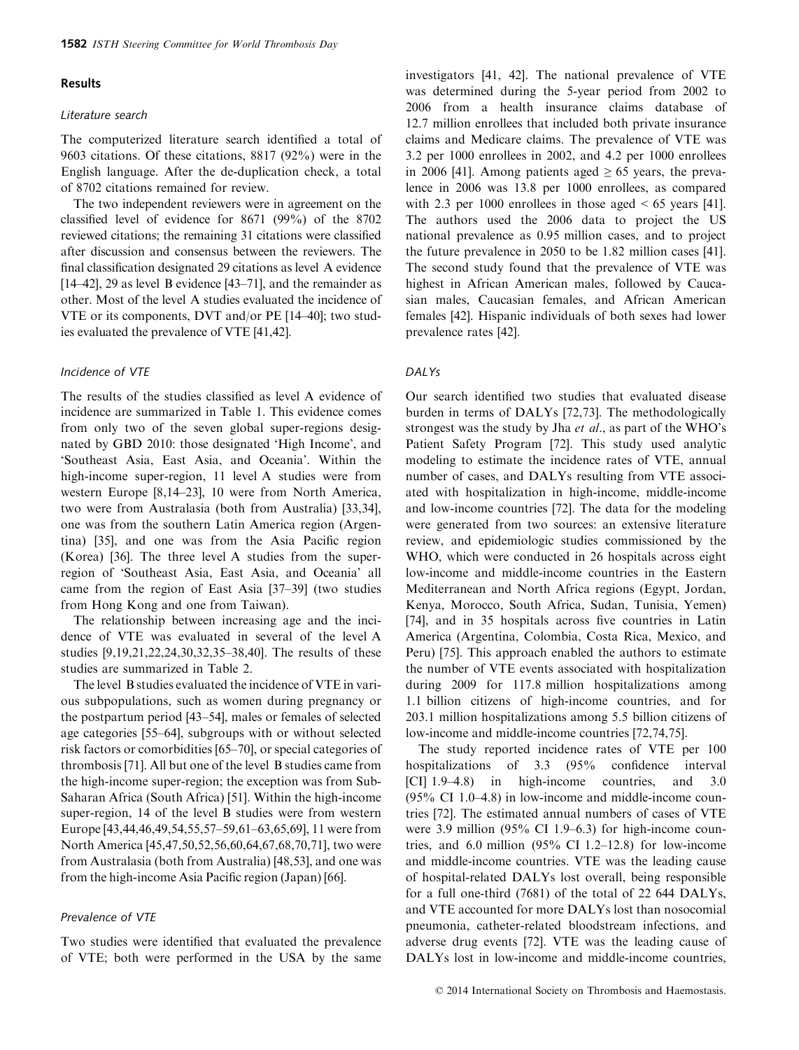## Results

### Literature search

The computerized literature search identified a total of 9603 citations. Of these citations, 8817 (92%) were in the English language. After the de-duplication check, a total of 8702 citations remained for review.

The two independent reviewers were in agreement on the classified level of evidence for 8671 (99%) of the 8702 reviewed citations; the remaining 31 citations were classified after discussion and consensus between the reviewers. The final classification designated 29 citations as level A evidence [14–42], 29 as level B evidence [43–71], and the remainder as other. Most of the level A studies evaluated the incidence of VTE or its components, DVT and/or PE [14–40]; two studies evaluated the prevalence of VTE [41,42].

### Incidence of VTE

The results of the studies classified as level A evidence of incidence are summarized in Table 1. This evidence comes from only two of the seven global super-regions designated by GBD 2010: those designated 'High Income', and 'Southeast Asia, East Asia, and Oceania'. Within the high-income super-region, 11 level A studies were from western Europe [8,14–23], 10 were from North America, two were from Australasia (both from Australia) [33,34], one was from the southern Latin America region (Argentina) [35], and one was from the Asia Pacific region (Korea) [36]. The three level A studies from the super-region of 'Southeast Asia, East Asia, and Oceania' all came from the region of East Asia [37–39] (two studies from Hong Kong and one from Taiwan).

The relationship between increasing age and the incidence of VTE was evaluated in several of the level A studies [9,19,21,22,24,30,32,35–38,40]. The results of these studies are summarized in Table 2.

The level B studies evaluated the incidence of VTE in various subpopulations, such as women during pregnancy or the postpartum period [43–54], males or females of selected age categories [55–64], subgroups with or without selected risk factors or comorbidities [65–70], or special categories of thrombosis [71]. All but one of the level B studies came from the high-income super-region; the exception was from Sub-Saharan Africa (South Africa) [51]. Within the high-income super-region, 14 of the level B studies were from western Europe [43,44,46,49,54,55,57–59,61–63,65,69], 11 were from North America [45,47,50,52,56,60,64,67,68,70,71], two were from Australasia (both from Australia) [48,53], and one was from the high-income Asia Pacific region (Japan) [66].

### Prevalence of VTE

Two studies were identified that evaluated the prevalence of VTE; both were performed in the USA by the same investigators [41, 42]. The national prevalence of VTE was determined during the 5-year period from 2002 to 2006 from a health insurance claims database of 12.7 million enrollees that included both private insurance claims and Medicare claims. The prevalence of VTE was 3.2 per 1000 enrollees in 2002, and 4.2 per 1000 enrollees in 2006 [41]. Among patients aged ≥ 65 years, the prevalence in 2006 was 13.8 per 1000 enrollees, as compared with 2.3 per 1000 enrollees in those aged < 65 years [41]. The authors used the 2006 data to project the US national prevalence as 0.95 million cases, and to project the future prevalence in 2050 to be 1.82 million cases [41]. The second study found that the prevalence of VTE was highest in African American males, followed by Caucasian males, Caucasian females, and African American females [42]. Hispanic individuals of both sexes had lower prevalence rates [42].

### DALYs

Our search identified two studies that evaluated disease burden in terms of DALYs [72,73]. The methodologically strongest was the study by Jha *et al*., as part of the WHO's Patient Safety Program [72]. This study used analytic modeling to estimate the incidence rates of VTE, annual number of cases, and DALYs resulting from VTE associated with hospitalization in high-income, middle-income and low-income countries [72]. The data for the modeling were generated from two sources: an extensive literature review, and epidemiologic studies commissioned by the WHO, which were conducted in 26 hospitals across eight low-income and middle-income countries in the Eastern Mediterranean and North Africa regions (Egypt, Jordan, Kenya, Morocco, South Africa, Sudan, Tunisia, Yemen) [74], and in 35 hospitals across five countries in Latin America (Argentina, Colombia, Costa Rica, Mexico, and Peru) [75]. This approach enabled the authors to estimate the number of VTE events associated with hospitalization during 2009 for 117.8 million hospitalizations among 1.1 billion citizens of high-income countries, and for 203.1 million hospitalizations among 5.5 billion citizens of low-income and middle-income countries [72,74,75].

The study reported incidence rates of VTE per 100 hospitalizations of 3.3 (95% confidence interval [CI] 1.9–4.8) in high-income countries, and 3.0 (95% CI 1.0–4.8) in low-income and middle-income countries [72]. The estimated annual numbers of cases of VTE were 3.9 million (95% CI 1.9–6.3) for high-income countries, and 6.0 million (95% CI 1.2–12.8) for low-income and middle-income countries. VTE was the leading cause of hospital-related DALYs lost overall, being responsible for a full one-third (7681) of the total of 22 644 DALYs, and VTE accounted for more DALYs lost than nosocomial pneumonia, catheter-related bloodstream infections, and adverse drug events [72]. VTE was the leading cause of DALYs lost in low-income and middle-income countries,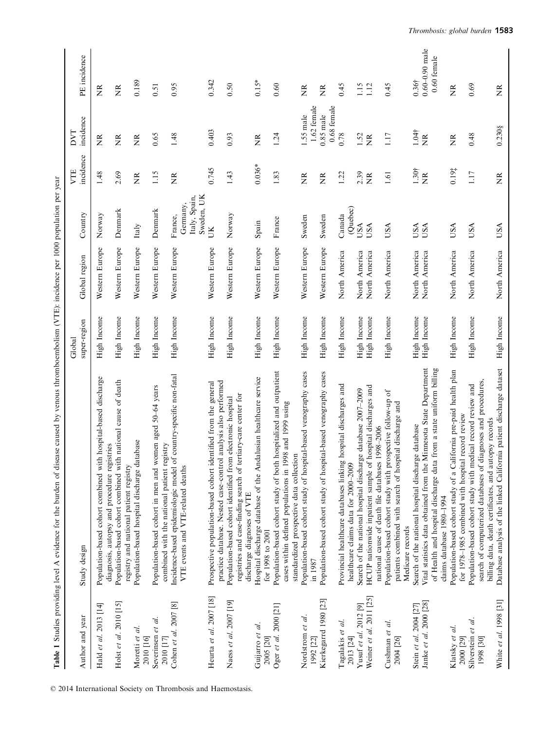**Table 1** Studies providing level A evidence for the burden of disease caused by venous thromboembolism (VTE): incidence per 1000 population per year

| Author and year | Study design | Global super-region | Global region | Country | VTE incidence | DVT incidence | PE incidence |
|---|---|---|---|---|---|---|---|
| Hald *et al.* 2013 [14] | Population-based cohort combined with hospital-based discharge diagnosis, autopsy and procedure registries | High Income | Western Europe | Norway | 1.48 | NR | NR |
| Holst *et al.* 2010 [15] | Population-based cohort combined with national cause of death registry and national patient registry | High Income | Western Europe | Denmark | 2.69 | NR | NR |
| Moretti *et al.* 2010 [16] | Population-based hospital discharge database | High Income | Western Europe | Italy | NR | NR | 0.189 |
| Severinsen *et al.* 2010 [17] | Population-based cohort in men and women aged 50–64 years combined with the national patient registry | High Income | Western Europe | Denmark | 1.15 | 0.65 | 0.51 |
| Cohen *et al.* 2007 [8] | Incidence-based epidemiologic model of country-specific non-fatal VTE events and VTE-related deaths | High Income | Western Europe | France, Germany, Italy, Spain, Sweden, UK | NR | 1.48 | 0.95 |
| Heurta *et al.* 2007 [18] | Prospective population-based cohort identified from the general practice database. Nested case–control analysis also performed | High Income | Western Europe | UK | 0.745 | 0.403 | 0.342 |
| Naess *et al.* 2007 [19] | Population-based cohort identified from electronic hospital registries and case-finding search of tertiary-care center for discharge diagnoses of VTE | High Income | Western Europe | Norway | 1.43 | 0.93 | 0.50 |
| Guijarro *et al.* 2005 [20] | Hospital discharge database of the Andalusian healthcare service for 1998 to 2001 | High Income | Western Europe | Spain | 0.036* | NR | 0.15* |
| Oger *et al.* 2000 [21] | Population-based cohort study of both hospitalized and outpatient cases within defined populations in 1998 and 1999 using standardized prospective data collection | High Income | Western Europe | France | 1.83 | 1.24 | 0.60 |
| Nordstrom *et al.* 1992 [22] | Population-based cohort study of hospital-based venography cases in 1987 | High Income | Western Europe | Sweden | NR | 1.55 male 1.62 female | NR |
| Kierkegarrd 1980 [23] | Population-based cohort study of hospital-based venography cases | High Income | Western Europe | Sweden | NR | 0.85 male 0.68 female | NR |
| Tagalakis *et al.* 2013 [24] | Provincial healthcare databases linking hospital discharges and healthcare claims data for 2000–2009 | High Income | North America | Canada (Quebec) | 1.22 | 0.78 | 0.45 |
| Yusuf *et al.* 2012 [9] | Search of the national hospital discharge database 2007–2009 | High Income | North America | USA | 2.39 | 1.52 | 1.15 |
| Weiner *et al.* 2011 [25] | HCUP nationwide inpatient sample of hospital discharges and national cause of death file databases 1998–2006 | High Income | North America | USA | NR | NR | 1.12 |
| Cushman *et al.* 2004 [26] | Population-based cohort study with prospective follow-up of patients combined with search of hospital discharge and Medicare records | High Income | North America | USA | 1.61 | 1.17 | 0.45 |
| Stein *et al.* 2004 [27] | Search of the national hospital discharge database | High Income | North America | USA | 1.30† | 1.04† | 0.36† |
| Janke *et al.* 2000 [28] | Vital statistics data obtained from the Minnesota State Department of Health and hospital discharge data from a state uniform billing claims database 1980–1994 | High Income | North America | USA | NR | NR | 0.60–0.90 male 0.60 female |
| Klatsky *et al.* 2000 [29] | Population-based cohort study of a California pre-paid health plan for 1978–1985 combined with hospital record review | High Income | North America | USA | 0.19‡ | NR | NR |
| Silverstein *et al.* 1998 [30] | Population-based cohort study with medical record review and search of computerized databases of diagnoses and procedures, billing data, death certificates, and autopsy records | High Income | North America | USA | 1.17 | 0.48 | 0.69 |
| White *et al.* 1998 [31] | Database analysis of the linked California patient discharge dataset | High Income | North America | USA | NR | 0.230§ | NR |

© 2014 International Society on Thrombosis and Haemostasis.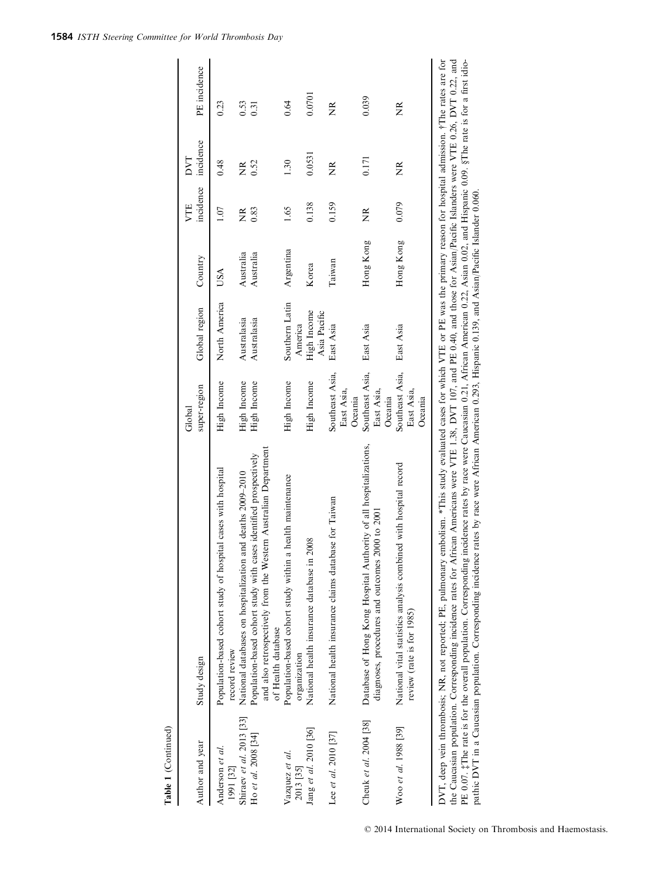Table 1 (Continued)

| Author and year | Study design | Global super-region | Global region | Country | VTE incidence | DVT incidence | PE incidence |
|---|---|---|---|---|---|---|---|
| Anderson *et al.* 1991 [32] | Population-based cohort study of hospital cases with hospital record review | High Income | North America | USA | 1.07 | 0.48 | 0.23 |
| Shiraev *et al.* 2013 [33] | National databases on hospitalization and deaths 2009–2010 | High Income | Australasia | Australia | NR | NR | 0.53 |
| Ho *et al.* 2008 [34] | Population-based cohort study with cases identified prospectively and also retrospectively from the Western Australian Department of Health database | High Income | Australasia | Australia | 0.83 | 0.52 | 0.31 |
| Vazquez *et al.* 2013 [35] | Population-based cohort study within a health maintenance organization | High Income | Southern Latin America | Argentina | 1.65 | 1.30 | 0.64 |
| Jang *et al.* 2010 [36] | National health insurance database in 2008 | High Income | High Income Asia Pacific | Korea | 0.138 | 0.0531 | 0.0701 |
| Lee *et al.* 2010 [37] | National health insurance claims database for Taiwan | Southeast Asia, East Asia, Oceania | East Asia | Taiwan | 0.159 | NR | NR |
| Cheuk *et al.* 2004 [38] | Database of Hong Kong Hospital Authority of all hospitalizations, diagnoses, procedures and outcomes 2000 to 2001 | Southeast Asia, East Asia, Oceania | East Asia | Hong Kong | NR | 0.171 | 0.039 |
| Woo *et al.* 1988 [39] | National vital statistics analysis combined with hospital record review (rate is for 1985) | Southeast Asia, East Asia, Oceania | East Asia | Hong Kong | 0.079 | NR | NR |

DVT, deep vein thrombosis; NR, not reported; PE, pulmonary embolism. *This study evaluated cases for which VTE or PE was the primary reason for hospital admission. †The rates are for the Caucasian population. Corresponding incidence rates for African Americans were VTE 1.38, DVT 107, and PE 0.40, and those for Asian/Pacific Islanders were VTE 0.26, DVT 0.22, and PE 0.07. ‡The rate is for the overall population. Corresponding incidence rates by race were Caucasian 0.21, African American 0.22, Asian 0.02, and Hispanic 0.09. §The rate is for a first idiopathic DVT in a Caucasian population. Corresponding incidence rates by race were African American 0.293, Hispanic 0.139, and Asian/Pacific Islander 0.060.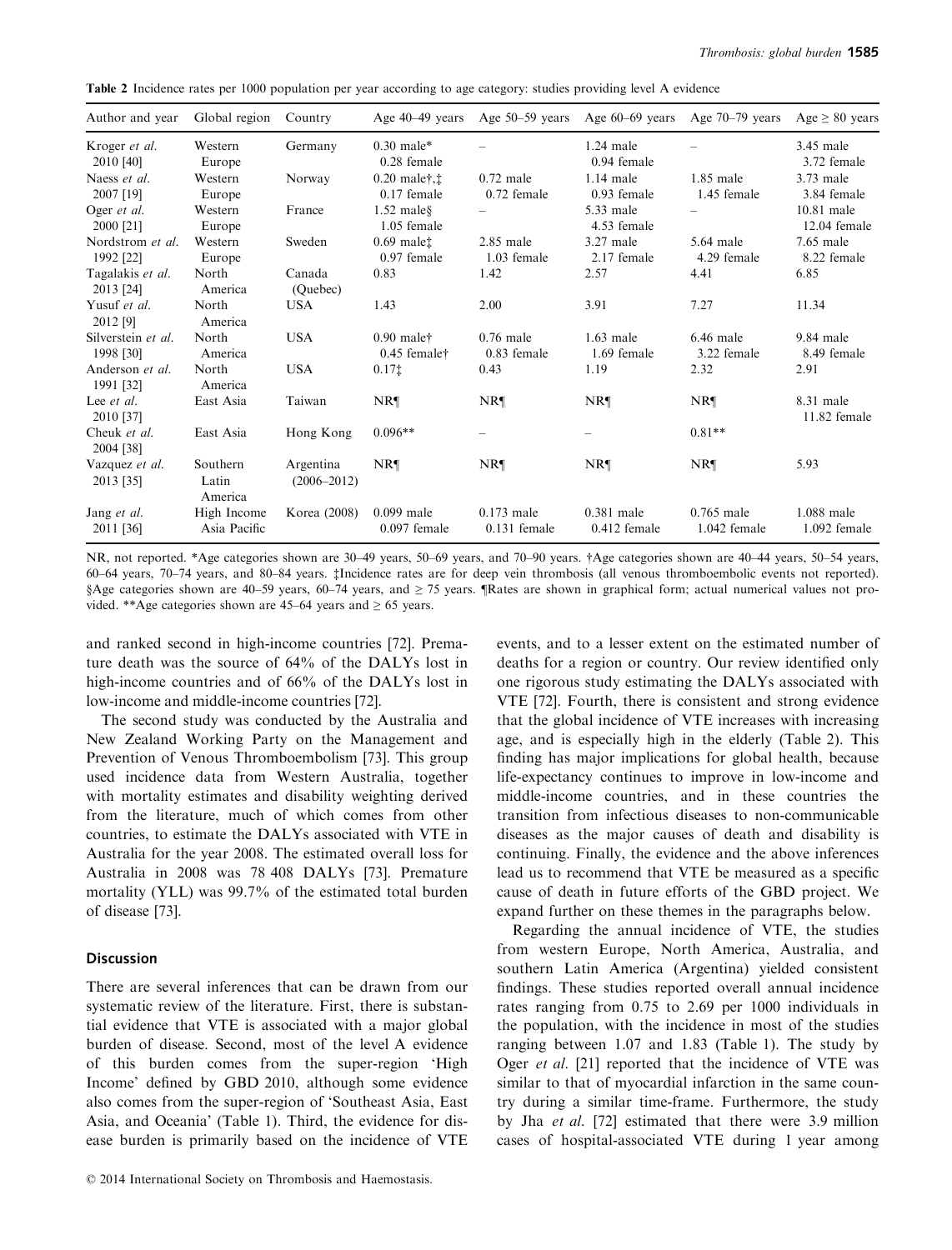Table 2 Incidence rates per 1000 population per year according to age category: studies providing level A evidence

| Author and year | Global region | Country | Age 40–49 years | Age 50–59 years | Age 60–69 years | Age 70–79 years | Age ≥ 80 years |
|---|---|---|---|---|---|---|---|
| Kroger *et al.* 2010 [40] | Western Europe | Germany | 0.30 male* 0.28 female | – | 1.24 male 0.94 female | – | 3.45 male 3.72 female |
| Naess *et al.* 2007 [19] | Western Europe | Norway | 0.20 male†,‡ 0.17 female | 0.72 male 0.72 female | 1.14 male 0.93 female | 1.85 male 1.45 female | 3.73 male 3.84 female |
| Oger *et al.* 2000 [21] | Western Europe | France | 1.52 male§ 1.05 female | – | 5.33 male 4.53 female | – | 10.81 male 12.04 female |
| Nordstrom *et al.* 1992 [22] | Western Europe | Sweden | 0.69 male‡ 0.97 female | 2.85 male 1.03 female | 3.27 male 2.17 female | 5.64 male 4.29 female | 7.65 male 8.22 female |
| Tagalakis *et al.* 2013 [24] | North America | Canada (Quebec) | 0.83 | 1.42 | 2.57 | 4.41 | 6.85 |
| Yusuf *et al.* 2012 [9] | North America | USA | 1.43 | 2.00 | 3.91 | 7.27 | 11.34 |
| Silverstein *et al.* 1998 [30] | North America | USA | 0.90 male† 0.45 female† | 0.76 male 0.83 female | 1.63 male 1.69 female | 6.46 male 3.22 female | 9.84 male 8.49 female |
| Anderson *et al.* 1991 [32] | North America | USA | 0.17‡ | 0.43 | 1.19 | 2.32 | 2.91 |
| Lee *et al.* 2010 [37] | East Asia | Taiwan | NR¶ | NR¶ | NR¶ | NR¶ | 8.31 male 11.82 female |
| Cheuk *et al.* 2004 [38] | East Asia | Hong Kong | 0.096** | – | – | 0.81** | |
| Vazquez *et al.* 2013 [35] | Southern Latin America | Argentina (2006–2012) | NR¶ | NR¶ | NR¶ | NR¶ | 5.93 |
| Jang *et al.* 2011 [36] | High Income Asia Pacific | Korea (2008) | 0.099 male 0.097 female | 0.173 male 0.131 female | 0.381 male 0.412 female | 0.765 male 1.042 female | 1.088 male 1.092 female |

NR, not reported. *Age categories shown are 30–49 years, 50–69 years, and 70–90 years. †Age categories shown are 40–44 years, 50–54 years, 60–64 years, 70–74 years, and 80–84 years. ‡Incidence rates are for deep vein thrombosis (all venous thromboembolic events not reported). §Age categories shown are 40–59 years, 60–74 years, and ≥ 75 years. ¶Rates are shown in graphical form; actual numerical values not provided. **Age categories shown are 45–64 years and ≥ 65 years.

and ranked second in high-income countries [72]. Premature death was the source of 64% of the DALYs lost in high-income countries and of 66% of the DALYs lost in low-income and middle-income countries [72].

The second study was conducted by the Australia and New Zealand Working Party on the Management and Prevention of Venous Thromboembolism [73]. This group used incidence data from Western Australia, together with mortality estimates and disability weighting derived from the literature, much of which comes from other countries, to estimate the DALYs associated with VTE in Australia for the year 2008. The estimated overall loss for Australia in 2008 was 78 408 DALYs [73]. Premature mortality (YLL) was 99.7% of the estimated total burden of disease [73].

## Discussion

There are several inferences that can be drawn from our systematic review of the literature. First, there is substantial evidence that VTE is associated with a major global burden of disease. Second, most of the level A evidence of this burden comes from the super-region 'High Income' defined by GBD 2010, although some evidence also comes from the super-region of 'Southeast Asia, East Asia, and Oceania' (Table 1). Third, the evidence for disease burden is primarily based on the incidence of VTE events, and to a lesser extent on the estimated number of deaths for a region or country. Our review identified only one rigorous study estimating the DALYs associated with VTE [72]. Fourth, there is consistent and strong evidence that the global incidence of VTE increases with increasing age, and is especially high in the elderly (Table 2). This finding has major implications for global health, because life-expectancy continues to improve in low-income and middle-income countries, and in these countries the transition from infectious diseases to non-communicable diseases as the major causes of death and disability is continuing. Finally, the evidence and the above inferences lead us to recommend that VTE be measured as a specific cause of death in future efforts of the GBD project. We expand further on these themes in the paragraphs below.

Regarding the annual incidence of VTE, the studies from western Europe, North America, Australia, and southern Latin America (Argentina) yielded consistent findings. These studies reported overall annual incidence rates ranging from 0.75 to 2.69 per 1000 individuals in the population, with the incidence in most of the studies ranging between 1.07 and 1.83 (Table 1). The study by Oger *et al.* [21] reported that the incidence of VTE was similar to that of myocardial infarction in the same country during a similar time-frame. Furthermore, the study by Jha *et al.* [72] estimated that there were 3.9 million cases of hospital-associated VTE during 1 year among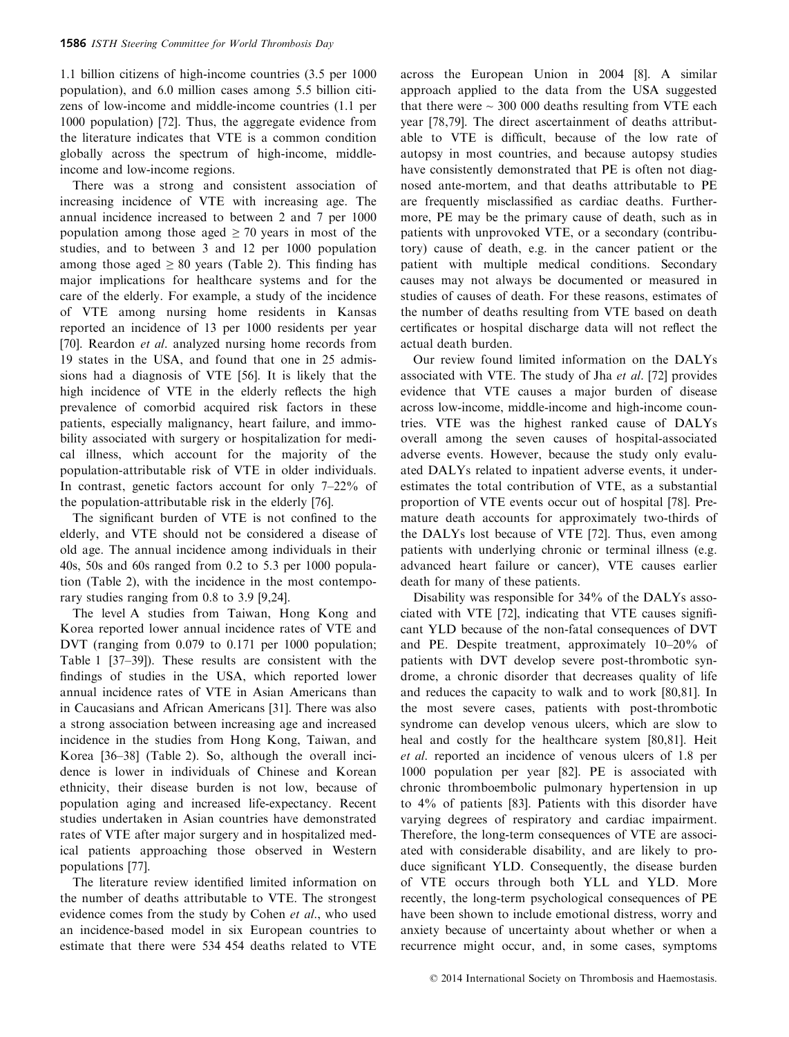1.1 billion citizens of high-income countries (3.5 per 1000 population), and 6.0 million cases among 5.5 billion citizens of low-income and middle-income countries (1.1 per 1000 population) [72]. Thus, the aggregate evidence from the literature indicates that VTE is a common condition globally across the spectrum of high-income, middle-income and low-income regions.

There was a strong and consistent association of increasing incidence of VTE with increasing age. The annual incidence increased to between 2 and 7 per 1000 population among those aged ≥ 70 years in most of the studies, and to between 3 and 12 per 1000 population among those aged ≥ 80 years (Table 2). This finding has major implications for healthcare systems and for the care of the elderly. For example, a study of the incidence of VTE among nursing home residents in Kansas reported an incidence of 13 per 1000 residents per year [70]. Reardon *et al*. analyzed nursing home records from 19 states in the USA, and found that one in 25 admissions had a diagnosis of VTE [56]. It is likely that the high incidence of VTE in the elderly reflects the high prevalence of comorbid acquired risk factors in these patients, especially malignancy, heart failure, and immobility associated with surgery or hospitalization for medical illness, which account for the majority of the population-attributable risk of VTE in older individuals. In contrast, genetic factors account for only 7–22% of the population-attributable risk in the elderly [76].

The significant burden of VTE is not confined to the elderly, and VTE should not be considered a disease of old age. The annual incidence among individuals in their 40s, 50s and 60s ranged from 0.2 to 5.3 per 1000 population (Table 2), with the incidence in the most contemporary studies ranging from 0.8 to 3.9 [9,24].

The level A studies from Taiwan, Hong Kong and Korea reported lower annual incidence rates of VTE and DVT (ranging from 0.079 to 0.171 per 1000 population; Table 1 [37–39]). These results are consistent with the findings of studies in the USA, which reported lower annual incidence rates of VTE in Asian Americans than in Caucasians and African Americans [31]. There was also a strong association between increasing age and increased incidence in the studies from Hong Kong, Taiwan, and Korea [36–38] (Table 2). So, although the overall incidence is lower in individuals of Chinese and Korean ethnicity, their disease burden is not low, because of population aging and increased life-expectancy. Recent studies undertaken in Asian countries have demonstrated rates of VTE after major surgery and in hospitalized medical patients approaching those observed in Western populations [77].

The literature review identified limited information on the number of deaths attributable to VTE. The strongest evidence comes from the study by Cohen *et al*., who used an incidence-based model in six European countries to estimate that there were 534 454 deaths related to VTE across the European Union in 2004 [8]. A similar approach applied to the data from the USA suggested that there were ~ 300 000 deaths resulting from VTE each year [78,79]. The direct ascertainment of deaths attributable to VTE is difficult, because of the low rate of autopsy in most countries, and because autopsy studies have consistently demonstrated that PE is often not diagnosed ante-mortem, and that deaths attributable to PE are frequently misclassified as cardiac deaths. Furthermore, PE may be the primary cause of death, such as in patients with unprovoked VTE, or a secondary (contributory) cause of death, e.g. in the cancer patient or the patient with multiple medical conditions. Secondary causes may not always be documented or measured in studies of causes of death. For these reasons, estimates of the number of deaths resulting from VTE based on death certificates or hospital discharge data will not reflect the actual death burden.

Our review found limited information on the DALYs associated with VTE. The study of Jha *et al*. [72] provides evidence that VTE causes a major burden of disease across low-income, middle-income and high-income countries. VTE was the highest ranked cause of DALYs overall among the seven causes of hospital-associated adverse events. However, because the study only evaluated DALYs related to inpatient adverse events, it underestimates the total contribution of VTE, as a substantial proportion of VTE events occur out of hospital [78]. Premature death accounts for approximately two-thirds of the DALYs lost because of VTE [72]. Thus, even among patients with underlying chronic or terminal illness (e.g. advanced heart failure or cancer), VTE causes earlier death for many of these patients.

Disability was responsible for 34% of the DALYs associated with VTE [72], indicating that VTE causes significant YLD because of the non-fatal consequences of DVT and PE. Despite treatment, approximately 10–20% of patients with DVT develop severe post-thrombotic syndrome, a chronic disorder that decreases quality of life and reduces the capacity to walk and to work [80,81]. In the most severe cases, patients with post-thrombotic syndrome can develop venous ulcers, which are slow to heal and costly for the healthcare system [80,81]. Heit *et al*. reported an incidence of venous ulcers of 1.8 per 1000 population per year [82]. PE is associated with chronic thromboembolic pulmonary hypertension in up to 4% of patients [83]. Patients with this disorder have varying degrees of respiratory and cardiac impairment. Therefore, the long-term consequences of VTE are associated with considerable disability, and are likely to produce significant YLD. Consequently, the disease burden of VTE occurs through both YLL and YLD. More recently, the long-term psychological consequences of PE have been shown to include emotional distress, worry and anxiety because of uncertainty about whether or when a recurrence might occur, and, in some cases, symptoms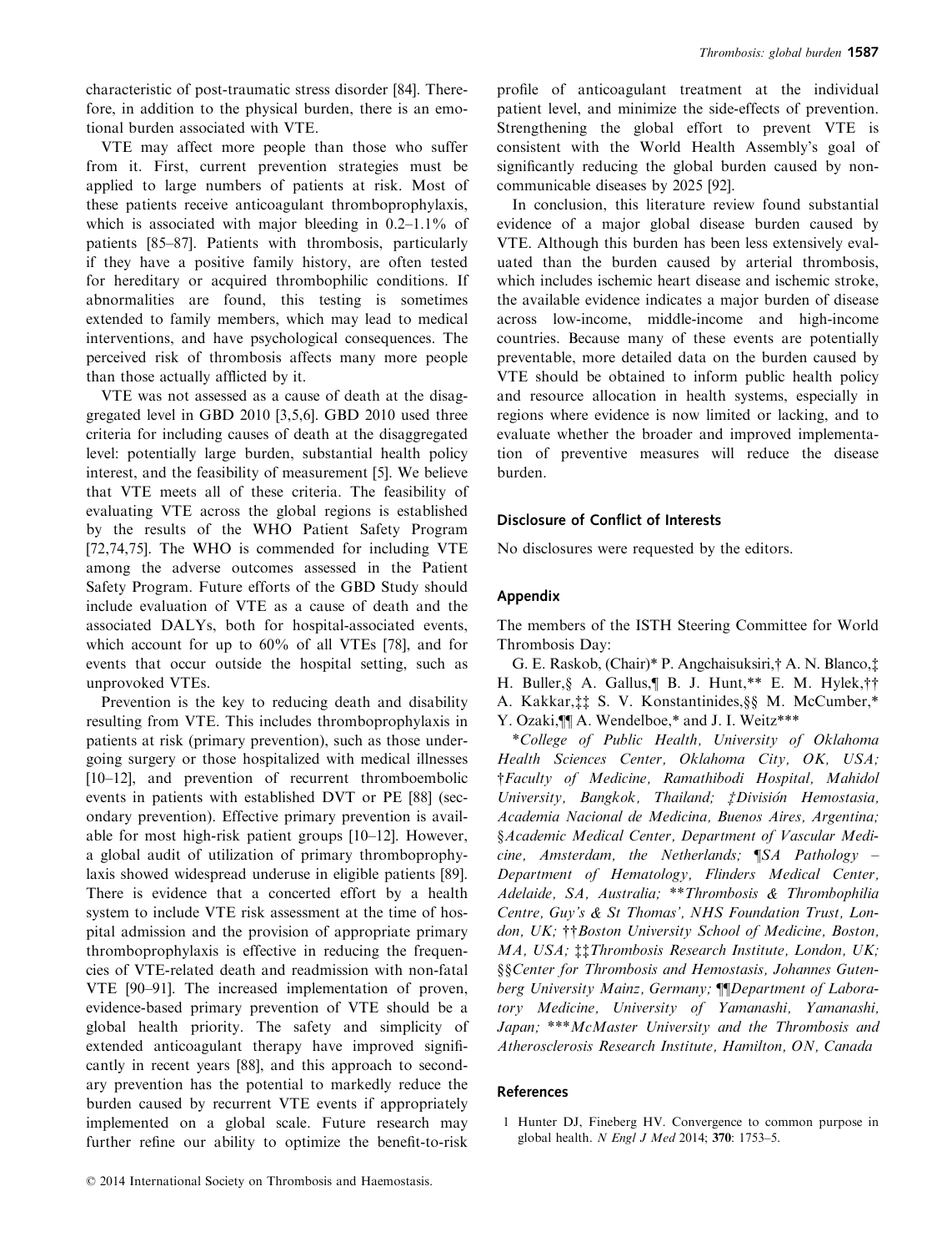characteristic of post-traumatic stress disorder [84]. Therefore, in addition to the physical burden, there is an emotional burden associated with VTE.

VTE may affect more people than those who suffer from it. First, current prevention strategies must be applied to large numbers of patients at risk. Most of these patients receive anticoagulant thromboprophylaxis, which is associated with major bleeding in 0.2–1.1% of patients [85–87]. Patients with thrombosis, particularly if they have a positive family history, are often tested for hereditary or acquired thrombophilic conditions. If abnormalities are found, this testing is sometimes extended to family members, which may lead to medical interventions, and have psychological consequences. The perceived risk of thrombosis affects many more people than those actually afflicted by it.

VTE was not assessed as a cause of death at the disaggregated level in GBD 2010 [3,5,6]. GBD 2010 used three criteria for including causes of death at the disaggregated level: potentially large burden, substantial health policy interest, and the feasibility of measurement [5]. We believe that VTE meets all of these criteria. The feasibility of evaluating VTE across the global regions is established by the results of the WHO Patient Safety Program [72,74,75]. The WHO is commended for including VTE among the adverse outcomes assessed in the Patient Safety Program. Future efforts of the GBD Study should include evaluation of VTE as a cause of death and the associated DALYs, both for hospital-associated events, which account for up to 60% of all VTEs [78], and for events that occur outside the hospital setting, such as unprovoked VTEs.

Prevention is the key to reducing death and disability resulting from VTE. This includes thromboprophylaxis in patients at risk (primary prevention), such as those undergoing surgery or those hospitalized with medical illnesses [10–12], and prevention of recurrent thromboembolic events in patients with established DVT or PE [88] (secondary prevention). Effective primary prevention is available for most high-risk patient groups [10–12]. However, a global audit of utilization of primary thromboprophylaxis showed widespread underuse in eligible patients [89]. There is evidence that a concerted effort by a health system to include VTE risk assessment at the time of hospital admission and the provision of appropriate primary thromboprophylaxis is effective in reducing the frequencies of VTE-related death and readmission with non-fatal VTE [90–91]. The increased implementation of proven, evidence-based primary prevention of VTE should be a global health priority. The safety and simplicity of extended anticoagulant therapy have improved significantly in recent years [88], and this approach to secondary prevention has the potential to markedly reduce the burden caused by recurrent VTE events if appropriately implemented on a global scale. Future research may further refine our ability to optimize the benefit-to-risk profile of anticoagulant treatment at the individual patient level, and minimize the side-effects of prevention. Strengthening the global effort to prevent VTE is consistent with the World Health Assembly's goal of significantly reducing the global burden caused by non-communicable diseases by 2025 [92].

In conclusion, this literature review found substantial evidence of a major global disease burden caused by VTE. Although this burden has been less extensively evaluated than the burden caused by arterial thrombosis, which includes ischemic heart disease and ischemic stroke, the available evidence indicates a major burden of disease across low-income, middle-income and high-income countries. Because many of these events are potentially preventable, more detailed data on the burden caused by VTE should be obtained to inform public health policy and resource allocation in health systems, especially in regions where evidence is now limited or lacking, and to evaluate whether the broader and improved implementation of preventive measures will reduce the disease burden.

## Disclosure of Conflict of Interests

No disclosures were requested by the editors.

## Appendix

The members of the ISTH Steering Committee for World Thrombosis Day:

G. E. Raskob, (Chair)* P. Angchaisuksiri,† A. N. Blanco,‡ H. Buller,§ A. Gallus,¶ B. J. Hunt,** E. M. Hylek,†† A. Kakkar,‡‡ S. V. Konstantinides,§§ M. McCumber,* Y. Ozaki,¶¶ A. Wendelboe,* and J. I. Weitz***

*\*College of Public Health, University of Oklahoma Health Sciences Center, Oklahoma City, OK, USA; †Faculty of Medicine, Ramathibodi Hospital, Mahidol University, Bangkok, Thailand; ‡División Hemostasia, Academia Nacional de Medicina, Buenos Aires, Argentina; §Academic Medical Center, Department of Vascular Medicine, Amsterdam, the Netherlands; ¶SA Pathology – Department of Hematology, Flinders Medical Center, Adelaide, SA, Australia; \*\*Thrombosis & Thrombophilia Centre, Guy's & St Thomas', NHS Foundation Trust, London, UK; ††Boston University School of Medicine, Boston, MA, USA; ‡‡Thrombosis Research Institute, London, UK; §§Center for Thrombosis and Hemostasis, Johannes Gutenberg University Mainz, Germany; ¶¶Department of Laboratory Medicine, University of Yamanashi, Yamanashi, Japan; \*\*\*McMaster University and the Thrombosis and Atherosclerosis Research Institute, Hamilton, ON, Canada*

## References

1 Hunter DJ, Fineberg HV. Convergence to common purpose in global health. *N Engl J Med* 2014; **370**: 1753–5.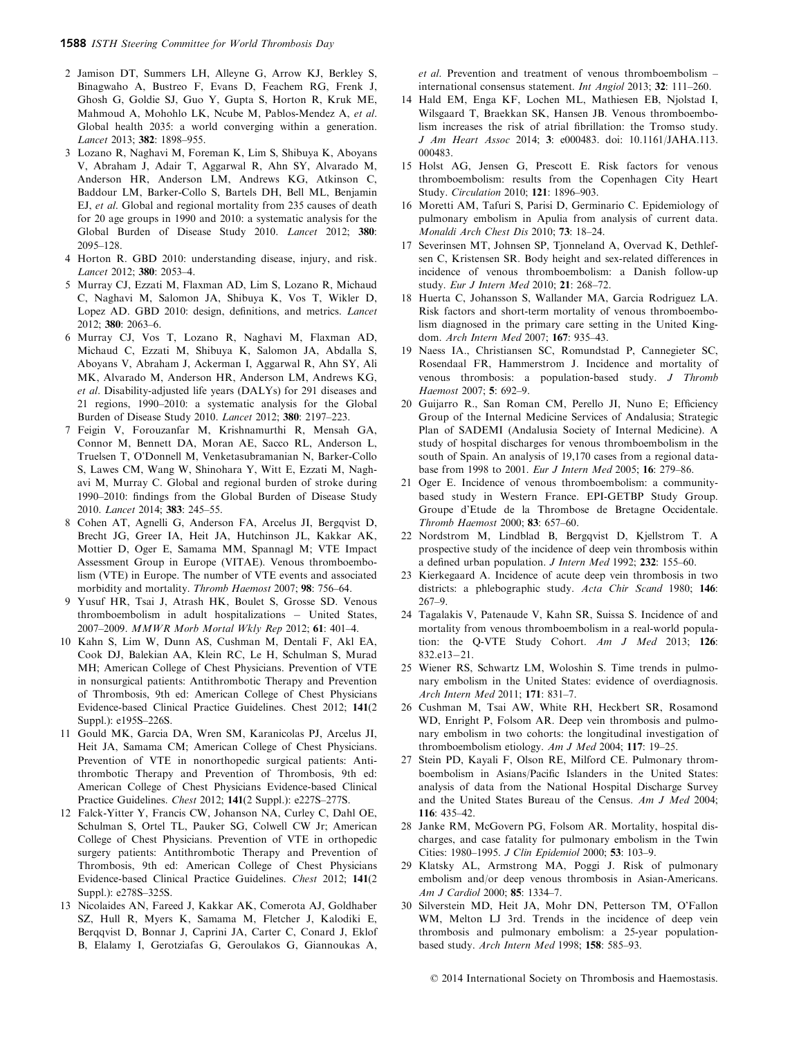2 Jamison DT, Summers LH, Alleyne G, Arrow KJ, Berkley S, Binagwaho A, Bustreo F, Evans D, Feachem RG, Frenk J, Ghosh G, Goldie SJ, Guo Y, Gupta S, Horton R, Kruk ME, Mahmoud A, Mohohlo LK, Ncube M, Pablos-Mendez A, *et al*. Global health 2035: a world converging within a generation. *Lancet* 2013; **382**: 1898–955.

3 Lozano R, Naghavi M, Foreman K, Lim S, Shibuya K, Aboyans V, Abraham J, Adair T, Aggarwal R, Ahn SY, Alvarado M, Anderson HR, Anderson LM, Andrews KG, Atkinson C, Baddour LM, Barker-Collo S, Bartels DH, Bell ML, Benjamin EJ, *et al*. Global and regional mortality from 235 causes of death for 20 age groups in 1990 and 2010: a systematic analysis for the Global Burden of Disease Study 2010. *Lancet* 2012; **380**: 2095–128.

4 Horton R. GBD 2010: understanding disease, injury, and risk. *Lancet* 2012; **380**: 2053–4.

5 Murray CJ, Ezzati M, Flaxman AD, Lim S, Lozano R, Michaud C, Naghavi M, Salomon JA, Shibuya K, Vos T, Wikler D, Lopez AD. GBD 2010: design, definitions, and metrics. *Lancet* 2012; **380**: 2063–6.

6 Murray CJ, Vos T, Lozano R, Naghavi M, Flaxman AD, Michaud C, Ezzati M, Shibuya K, Salomon JA, Abdalla S, Aboyans V, Abraham J, Ackerman I, Aggarwal R, Ahn SY, Ali MK, Alvarado M, Anderson HR, Anderson LM, Andrews KG, *et al*. Disability-adjusted life years (DALYs) for 291 diseases and 21 regions, 1990–2010: a systematic analysis for the Global Burden of Disease Study 2010. *Lancet* 2012; **380**: 2197–223.

7 Feigin V, Forouzanfar M, Krishnamurthi R, Mensah GA, Connor M, Bennett DA, Moran AE, Sacco RL, Anderson L, Truelsen T, O'Donnell M, Venketasubramanian N, Barker-Collo S, Lawes CM, Wang W, Shinohara Y, Witt E, Ezzati M, Naghavi M, Murray C. Global and regional burden of stroke during 1990–2010: findings from the Global Burden of Disease Study 2010. *Lancet* 2014; **383**: 245–55.

8 Cohen AT, Agnelli G, Anderson FA, Arcelus JI, Bergqvist D, Brecht JG, Greer IA, Heit JA, Hutchinson JL, Kakkar AK, Mottier D, Oger E, Samama MM, Spannagl M; VTE Impact Assessment Group in Europe (VITAE). Venous thromboembolism (VTE) in Europe. The number of VTE events and associated morbidity and mortality. *Thromb Haemost* 2007; **98**: 756–64.

9 Yusuf HR, Tsai J, Atrash HK, Boulet S, Grosse SD. Venous thromboembolism in adult hospitalizations – United States, 2007–2009. *MMWR Morb Mortal Wkly Rep* 2012; **61**: 401–4.

10 Kahn S, Lim W, Dunn AS, Cushman M, Dentali F, Akl EA, Cook DJ, Balekian AA, Klein RC, Le H, Schulman S, Murad MH; American College of Chest Physicians. Prevention of VTE in nonsurgical patients: Antithrombotic Therapy and Prevention of Thrombosis, 9th ed: American College of Chest Physicians Evidence-based Clinical Practice Guidelines. Chest 2012; **141**(2 Suppl.): e195S–226S.

11 Gould MK, Garcia DA, Wren SM, Karanicolas PJ, Arcelus JI, Heit JA, Samama CM; American College of Chest Physicians. Prevention of VTE in nonorthopedic surgical patients: Antithrombotic Therapy and Prevention of Thrombosis, 9th ed: American College of Chest Physicians Evidence-based Clinical Practice Guidelines. *Chest* 2012; **141**(2 Suppl.): e227S–277S.

12 Falck-Yitter Y, Francis CW, Johanson NA, Curley C, Dahl OE, Schulman S, Ortel TL, Pauker SG, Colwell CW Jr; American College of Chest Physicians. Prevention of VTE in orthopedic surgery patients: Antithrombotic Therapy and Prevention of Thrombosis, 9th ed: American College of Chest Physicians Evidence-based Clinical Practice Guidelines. *Chest* 2012; **141**(2 Suppl.): e278S–325S.

13 Nicolaides AN, Fareed J, Kakkar AK, Comerota AJ, Goldhaber SZ, Hull R, Myers K, Samama M, Fletcher J, Kalodiki E, Berqqvist D, Bonnar J, Caprini JA, Carter C, Conard J, Eklof B, Elalamy I, Gerotziafas G, Geroulakos G, Giannoukas A, *et al*. Prevention and treatment of venous thromboembolism – international consensus statement. *Int Angiol* 2013; **32**: 111–260.

14 Hald EM, Enga KF, Lochen ML, Mathiesen EB, Njolstad I, Wilsgaard T, Braekkan SK, Hansen JB. Venous thromboembolism increases the risk of atrial fibrillation: the Tromso study. *J Am Heart Assoc* 2014; **3**: e000483. doi: 10.1161/JAHA.113.000483.

15 Holst AG, Jensen G, Prescott E. Risk factors for venous thromboembolism: results from the Copenhagen City Heart Study. *Circulation* 2010; **121**: 1896–903.

16 Moretti AM, Tafuri S, Parisi D, Germinario C. Epidemiology of pulmonary embolism in Apulia from analysis of current data. *Monaldi Arch Chest Dis* 2010; **73**: 18–24.

17 Severinsen MT, Johnsen SP, Tjonneland A, Overvad K, Dethlefsen C, Kristensen SR. Body height and sex-related differences in incidence of venous thromboembolism: a Danish follow-up study. *Eur J Intern Med* 2010; **21**: 268–72.

18 Huerta C, Johansson S, Wallander MA, Garcia Rodriguez LA. Risk factors and short-term mortality of venous thromboembolism diagnosed in the primary care setting in the United Kingdom. *Arch Intern Med* 2007; **167**: 935–43.

19 Naess IA., Christiansen SC, Romundstad P, Cannegieter SC, Rosendaal FR, Hammerstrom J. Incidence and mortality of venous thrombosis: a population-based study. *J Thromb Haemost* 2007; **5**: 692–9.

20 Guijarro R., San Roman CM, Perello JI, Nuno E; Efficiency Group of the Internal Medicine Services of Andalusia; Strategic Plan of SADEMI (Andalusia Society of Internal Medicine). A study of hospital discharges for venous thromboembolism in the south of Spain. An analysis of 19,170 cases from a regional database from 1998 to 2001. *Eur J Intern Med* 2005; **16**: 279–86.

21 Oger E. Incidence of venous thromboembolism: a community-based study in Western France. EPI-GETBP Study Group. Groupe d'Etude de la Thrombose de Bretagne Occidentale. *Thromb Haemost* 2000; **83**: 657–60.

22 Nordstrom M, Lindblad B, Bergqvist D, Kjellstrom T. A prospective study of the incidence of deep vein thrombosis within a defined urban population. *J Intern Med* 1992; **232**: 155–60.

23 Kierkegaard A. Incidence of acute deep vein thrombosis in two districts: a phlebographic study. *Acta Chir Scand* 1980; **146**: 267–9.

24 Tagalakis V, Patenaude V, Kahn SR, Suissa S. Incidence of and mortality from venous thromboembolism in a real-world population: the Q-VTE Study Cohort. *Am J Med* 2013; **126**: 832.e13–21.

25 Wiener RS, Schwartz LM, Woloshin S. Time trends in pulmonary embolism in the United States: evidence of overdiagnosis. *Arch Intern Med* 2011; **171**: 831–7.

26 Cushman M, Tsai AW, White RH, Heckbert SR, Rosamond WD, Enright P, Folsom AR. Deep vein thrombosis and pulmonary embolism in two cohorts: the longitudinal investigation of thromboembolism etiology. *Am J Med* 2004; **117**: 19–25.

27 Stein PD, Kayali F, Olson RE, Milford CE. Pulmonary thromboembolism in Asians/Pacific Islanders in the United States: analysis of data from the National Hospital Discharge Survey and the United States Bureau of the Census. *Am J Med* 2004; **116**: 435–42.

28 Janke RM, McGovern PG, Folsom AR. Mortality, hospital discharges, and case fatality for pulmonary embolism in the Twin Cities: 1980–1995. *J Clin Epidemiol* 2000; **53**: 103–9.

29 Klatsky AL, Armstrong MA, Poggi J. Risk of pulmonary embolism and/or deep venous thrombosis in Asian-Americans. *Am J Cardiol* 2000; **85**: 1334–7.

30 Silverstein MD, Heit JA, Mohr DN, Petterson TM, O'Fallon WM, Melton LJ 3rd. Trends in the incidence of deep vein thrombosis and pulmonary embolism: a 25-year population-based study. *Arch Intern Med* 1998; **158**: 585–93.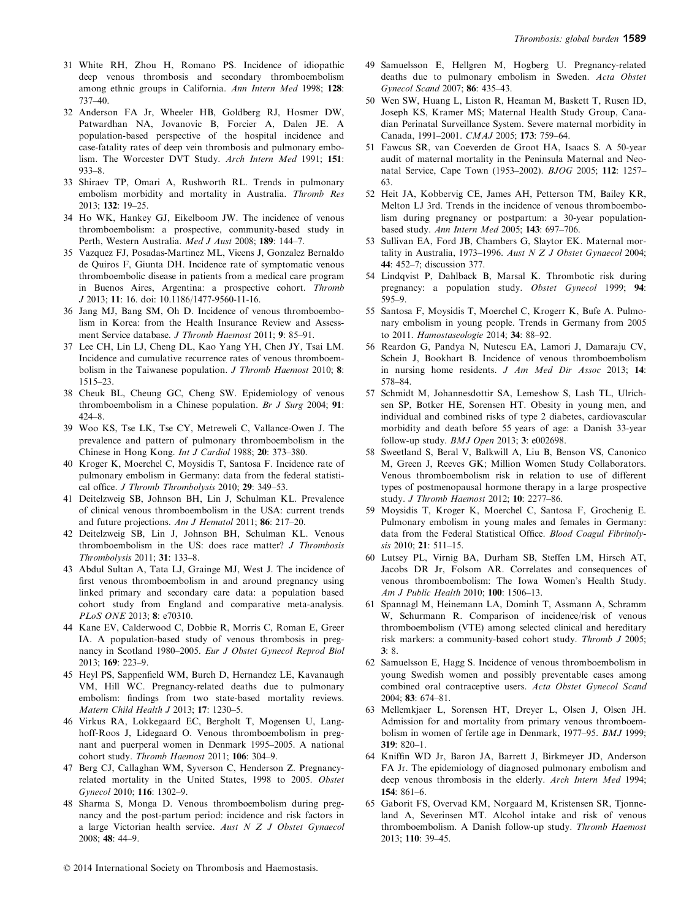31 White RH, Zhou H, Romano PS. Incidence of idiopathic deep venous thrombosis and secondary thromboembolism among ethnic groups in California. *Ann Intern Med* 1998; **128**: 737–40.

32 Anderson FA Jr, Wheeler HB, Goldberg RJ, Hosmer DW, Patwardhan NA, Jovanovic B, Forcier A, Dalen JE. A population-based perspective of the hospital incidence and case-fatality rates of deep vein thrombosis and pulmonary embolism. The Worcester DVT Study. *Arch Intern Med* 1991; **151**: 933–8.

33 Shiraev TP, Omari A, Rushworth RL. Trends in pulmonary embolism morbidity and mortality in Australia. *Thromb Res* 2013; **132**: 19–25.

34 Ho WK, Hankey GJ, Eikelboom JW. The incidence of venous thromboembolism: a prospective, community-based study in Perth, Western Australia. *Med J Aust* 2008; **189**: 144–7.

35 Vazquez FJ, Posadas-Martinez ML, Vicens J, Gonzalez Bernaldo de Quiros F, Giunta DH. Incidence rate of symptomatic venous thromboembolic disease in patients from a medical care program in Buenos Aires, Argentina: a prospective cohort. *Thromb J* 2013; **11**: 16. doi: 10.1186/1477-9560-11-16.

36 Jang MJ, Bang SM, Oh D. Incidence of venous thromboembolism in Korea: from the Health Insurance Review and Assessment Service database. *J Thromb Haemost* 2011; **9**: 85–91.

37 Lee CH, Lin LJ, Cheng DL, Kao Yang YH, Chen JY, Tsai LM. Incidence and cumulative recurrence rates of venous thromboembolism in the Taiwanese population. *J Thromb Haemost* 2010; **8**: 1515–23.

38 Cheuk BL, Cheung GC, Cheng SW. Epidemiology of venous thromboembolism in a Chinese population. *Br J Surg* 2004; **91**: 424–8.

39 Woo KS, Tse LK, Tse CY, Metreweli C, Vallance-Owen J. The prevalence and pattern of pulmonary thromboembolism in the Chinese in Hong Kong. *Int J Cardiol* 1988; **20**: 373–380.

40 Kroger K, Moerchel C, Moysidis T, Santosa F. Incidence rate of pulmonary embolism in Germany: data from the federal statistical office. *J Thromb Thrombolysis* 2010; **29**: 349–53.

41 Deitelzweig SB, Johnson BH, Lin J, Schulman KL. Prevalence of clinical venous thromboembolism in the USA: current trends and future projections. *Am J Hematol* 2011; **86**: 217–20.

42 Deitelzweig SB, Lin J, Johnson BH, Schulman KL. Venous thromboembolism in the US: does race matter? *J Thrombosis Thrombolysis* 2011; **31**: 133–8.

43 Abdul Sultan A, Tata LJ, Grainge MJ, West J. The incidence of first venous thromboembolism in and around pregnancy using linked primary and secondary care data: a population based cohort study from England and comparative meta-analysis. *PLoS ONE* 2013; **8**: e70310.

44 Kane EV, Calderwood C, Dobbie R, Morris C, Roman E, Greer IA. A population-based study of venous thrombosis in pregnancy in Scotland 1980–2005. *Eur J Obstet Gynecol Reprod Biol* 2013; **169**: 223–9.

45 Heyl PS, Sappenfield WM, Burch D, Hernandez LE, Kavanaugh VM, Hill WC. Pregnancy-related deaths due to pulmonary embolism: findings from two state-based mortality reviews. *Matern Child Health J* 2013; **17**: 1230–5.

46 Virkus RA, Lokkegaard EC, Bergholt T, Mogensen U, Langhoff-Roos J, Lidegaard O. Venous thromboembolism in pregnant and puerperal women in Denmark 1995–2005. A national cohort study. *Thromb Haemost* 2011; **106**: 304–9.

47 Berg CJ, Callaghan WM, Syverson C, Henderson Z. Pregnancy-related mortality in the United States, 1998 to 2005. *Obstet Gynecol* 2010; **116**: 1302–9.

48 Sharma S, Monga D. Venous thromboembolism during pregnancy and the post-partum period: incidence and risk factors in a large Victorian health service. *Aust N Z J Obstet Gynaecol* 2008; **48**: 44–9.

49 Samuelsson E, Hellgren M, Hogberg U. Pregnancy-related deaths due to pulmonary embolism in Sweden. *Acta Obstet Gynecol Scand* 2007; **86**: 435–43.

50 Wen SW, Huang L, Liston R, Heaman M, Baskett T, Rusen ID, Joseph KS, Kramer MS; Maternal Health Study Group, Canadian Perinatal Surveillance System. Severe maternal morbidity in Canada, 1991–2001. *CMAJ* 2005; **173**: 759–64.

51 Fawcus SR, van Coeverden de Groot HA, Isaacs S. A 50-year audit of maternal mortality in the Peninsula Maternal and Neonatal Service, Cape Town (1953–2002). *BJOG* 2005; **112**: 1257–63.

52 Heit JA, Kobbervig CE, James AH, Petterson TM, Bailey KR, Melton LJ 3rd. Trends in the incidence of venous thromboembolism during pregnancy or postpartum: a 30-year population-based study. *Ann Intern Med* 2005; **143**: 697–706.

53 Sullivan EA, Ford JB, Chambers G, Slaytor EK. Maternal mortality in Australia, 1973–1996. *Aust N Z J Obstet Gynaecol* 2004; **44**: 452–7; discussion 377.

54 Lindqvist P, Dahlback B, Marsal K. Thrombotic risk during pregnancy: a population study. *Obstet Gynecol* 1999; **94**: 595–9.

55 Santosa F, Moysidis T, Moerchel C, Krogerr K, Bufe A. Pulmonary embolism in young people. Trends in Germany from 2005 to 2011. *Hamostaseologie* 2014; **34**: 88–92.

56 Reardon G, Pandya N, Nutescu EA, Lamori J, Damaraju CV, Schein J, Bookhart B. Incidence of venous thromboembolism in nursing home residents. *J Am Med Dir Assoc* 2013; **14**: 578–84.

57 Schmidt M, Johannesdottir SA, Lemeshow S, Lash TL, Ulrichsen SP, Botker HE, Sorensen HT. Obesity in young men, and individual and combined risks of type 2 diabetes, cardiovascular morbidity and death before 55 years of age: a Danish 33-year follow-up study. *BMJ Open* 2013; **3**: e002698.

58 Sweetland S, Beral V, Balkwill A, Liu B, Benson VS, Canonico M, Green J, Reeves GK; Million Women Study Collaborators. Venous thromboembolism risk in relation to use of different types of postmenopausal hormone therapy in a large prospective study. *J Thromb Haemost* 2012; **10**: 2277–86.

59 Moysidis T, Kroger K, Moerchel C, Santosa F, Grochenig E. Pulmonary embolism in young males and females in Germany: data from the Federal Statistical Office. *Blood Coagul Fibrinolysis* 2010; **21**: 511–15.

60 Lutsey PL, Virnig BA, Durham SB, Steffen LM, Hirsch AT, Jacobs DR Jr, Folsom AR. Correlates and consequences of venous thromboembolism: The Iowa Women's Health Study. *Am J Public Health* 2010; **100**: 1506–13.

61 Spannagl M, Heinemann LA, Dominh T, Assmann A, Schramm W, Schurmann R. Comparison of incidence/risk of venous thromboembolism (VTE) among selected clinical and hereditary risk markers: a community-based cohort study. *Thromb J* 2005; **3**: 8.

62 Samuelsson E, Hagg S. Incidence of venous thromboembolism in young Swedish women and possibly preventable cases among combined oral contraceptive users. *Acta Obstet Gynecol Scand* 2004; **83**: 674–81.

63 Mellemkjaer L, Sorensen HT, Dreyer L, Olsen J, Olsen JH. Admission for and mortality from primary venous thromboembolism in women of fertile age in Denmark, 1977–95. *BMJ* 1999; **319**: 820–1.

64 Kniffin WD Jr, Baron JA, Barrett J, Birkmeyer JD, Anderson FA Jr. The epidemiology of diagnosed pulmonary embolism and deep venous thrombosis in the elderly. *Arch Intern Med* 1994; **154**: 861–6.

65 Gaborit FS, Overvad KM, Norgaard M, Kristensen SR, Tjonneland A, Severinsen MT. Alcohol intake and risk of venous thromboembolism. A Danish follow-up study. *Thromb Haemost* 2013; **110**: 39–45.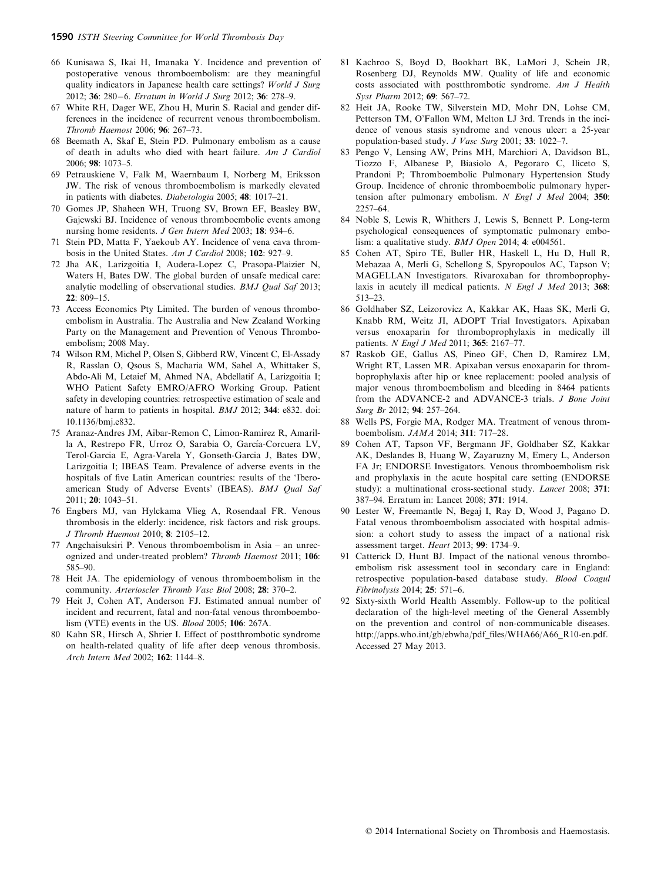66 Kunisawa S, Ikai H, Imanaka Y. Incidence and prevention of postoperative venous thromboembolism: are they meaningful quality indicators in Japanese health care settings? *World J Surg* 2012; **36**: 280–6. *Erratum in World J Surg* 2012; **36**: 278–9.

67 White RH, Dager WE, Zhou H, Murin S. Racial and gender differences in the incidence of recurrent venous thromboembolism. *Thromb Haemost* 2006; **96**: 267–73.

68 Beemath A, Skaf E, Stein PD. Pulmonary embolism as a cause of death in adults who died with heart failure. *Am J Cardiol* 2006; **98**: 1073–5.

69 Petrauskiene V, Falk M, Waernbaum I, Norberg M, Eriksson JW. The risk of venous thromboembolism is markedly elevated in patients with diabetes. *Diabetologia* 2005; **48**: 1017–21.

70 Gomes JP, Shaheen WH, Truong SV, Brown EF, Beasley BW, Gajewski BJ. Incidence of venous thromboembolic events among nursing home residents. *J Gen Intern Med* 2003; **18**: 934–6.

71 Stein PD, Matta F, Yaekoub AY. Incidence of vena cava thrombosis in the United States. *Am J Cardiol* 2008; **102**: 927–9.

72 Jha AK, Larizgoitia I, Audera-Lopez C, Prasopa-Plaizier N, Waters H, Bates DW. The global burden of unsafe medical care: analytic modelling of observational studies. *BMJ Qual Saf* 2013; **22**: 809–15.

73 Access Economics Pty Limited. The burden of venous thromboembolism in Australia. The Australia and New Zealand Working Party on the Management and Prevention of Venous Thromboembolism; 2008 May.

74 Wilson RM, Michel P, Olsen S, Gibberd RW, Vincent C, El-Assady R, Rasslan O, Qsous S, Macharia WM, Sahel A, Whittaker S, Abdo-Ali M, Letaief M, Ahmed NA, Abdellatif A, Larizgoitia I; WHO Patient Safety EMRO/AFRO Working Group. Patient safety in developing countries: retrospective estimation of scale and nature of harm to patients in hospital. *BMJ* 2012; **344**: e832. doi: 10.1136/bmj.e832.

75 Aranaz-Andres JM, Aibar-Remon C, Limon-Ramirez R, Amarilla A, Restrepo FR, Urroz O, Sarabia O, García-Corcuera LV, Terol-Garcia E, Agra-Varela Y, Gonseth-Garcia J, Bates DW, Larizgoitia I; IBEAS Team. Prevalence of adverse events in the hospitals of five Latin American countries: results of the 'Iberoamerican Study of Adverse Events' (IBEAS). *BMJ Qual Saf* 2011; **20**: 1043–51.

76 Engbers MJ, van Hylckama Vlieg A, Rosendaal FR. Venous thrombosis in the elderly: incidence, risk factors and risk groups. *J Thromb Haemost* 2010; **8**: 2105–12.

77 Angchaisuksiri P. Venous thromboembolism in Asia – an unrecognized and under-treated problem? *Thromb Haemost* 2011; **106**: 585–90.

78 Heit JA. The epidemiology of venous thromboembolism in the community. *Arterioscler Thromb Vasc Biol* 2008; **28**: 370–2.

79 Heit J, Cohen AT, Anderson FJ. Estimated annual number of incident and recurrent, fatal and non-fatal venous thromboembolism (VTE) events in the US. *Blood* 2005; **106**: 267A.

80 Kahn SR, Hirsch A, Shrier I. Effect of postthrombotic syndrome on health-related quality of life after deep venous thrombosis. *Arch Intern Med* 2002; **162**: 1144–8.

81 Kachroo S, Boyd D, Bookhart BK, LaMori J, Schein JR, Rosenberg DJ, Reynolds MW. Quality of life and economic costs associated with postthrombotic syndrome. *Am J Health Syst Pharm* 2012; **69**: 567–72.

82 Heit JA, Rooke TW, Silverstein MD, Mohr DN, Lohse CM, Petterson TM, O'Fallon WM, Melton LJ 3rd. Trends in the incidence of venous stasis syndrome and venous ulcer: a 25-year population-based study. *J Vasc Surg* 2001; **33**: 1022–7.

83 Pengo V, Lensing AW, Prins MH, Marchiori A, Davidson BL, Tiozzo F, Albanese P, Biasiolo A, Pegoraro C, Iliceto S, Prandoni P; Thromboembolic Pulmonary Hypertension Study Group. Incidence of chronic thromboembolic pulmonary hypertension after pulmonary embolism. *N Engl J Med* 2004; **350**: 2257–64.

84 Noble S, Lewis R, Whithers J, Lewis S, Bennett P. Long-term psychological consequences of symptomatic pulmonary embolism: a qualitative study. *BMJ Open* 2014; **4**: e004561.

85 Cohen AT, Spiro TE, Buller HR, Haskell L, Hu D, Hull R, Mebazaa A, Merli G, Schellong S, Spyropoulos AC, Tapson V; MAGELLAN Investigators. Rivaroxaban for thromboprophylaxis in acutely ill medical patients. *N Engl J Med* 2013; **368**: 513–23.

86 Goldhaber SZ, Leizorovicz A, Kakkar AK, Haas SK, Merli G, Knabb RM, Weitz JI, ADOPT Trial Investigators. Apixaban versus enoxaparin for thromboprophylaxis in medically ill patients. *N Engl J Med* 2011; **365**: 2167–77.

87 Raskob GE, Gallus AS, Pineo GF, Chen D, Ramirez LM, Wright RT, Lassen MR. Apixaban versus enoxaparin for thromboprophylaxis after hip or knee replacement: pooled analysis of major venous thromboembolism and bleeding in 8464 patients from the ADVANCE-2 and ADVANCE-3 trials. *J Bone Joint Surg Br* 2012; **94**: 257–264.

88 Wells PS, Forgie MA, Rodger MA. Treatment of venous thromboembolism. *JAMA* 2014; **311**: 717–28.

89 Cohen AT, Tapson VF, Bergmann JF, Goldhaber SZ, Kakkar AK, Deslandes B, Huang W, Zayaruzny M, Emery L, Anderson FA Jr; ENDORSE Investigators. Venous thromboembolism risk and prophylaxis in the acute hospital care setting (ENDORSE study): a multinational cross-sectional study. *Lancet* 2008; **371**: 387–94. Erratum in: Lancet 2008; **371**: 1914.

90 Lester W, Freemantle N, Begaj I, Ray D, Wood J, Pagano D. Fatal venous thromboembolism associated with hospital admission: a cohort study to assess the impact of a national risk assessment target. *Heart* 2013; **99**: 1734–9.

91 Catterick D, Hunt BJ. Impact of the national venous thromboembolism risk assessment tool in secondary care in England: retrospective population-based database study. *Blood Coagul Fibrinolysis* 2014; **25**: 571–6.

92 Sixty-sixth World Health Assembly. Follow-up to the political declaration of the high-level meeting of the General Assembly on the prevention and control of non-communicable diseases. http://apps.who.int/gb/ebwha/pdf_files/WHA66/A66_R10-en.pdf. Accessed 27 May 2013.